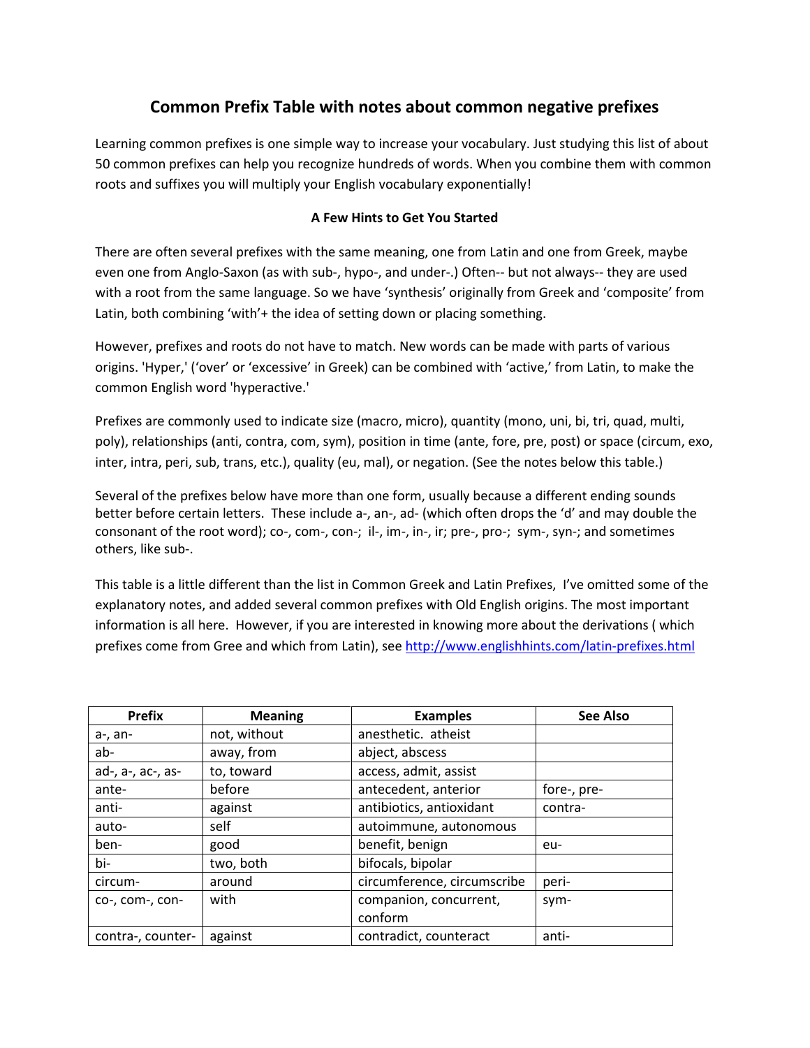# Common Prefix Table with notes about common negative prefixes

Learning common prefixes is one simple way to increase your vocabulary. Just studying this list of about 50 common prefixes can help you recognize hundreds of words. When you combine them with common roots and suffixes you will multiply your English vocabulary exponentially!

### A Few Hints to Get You Started

There are often several prefixes with the same meaning, one from Latin and one from Greek, maybe even one from Anglo-Saxon (as with sub-, hypo-, and under-.) Often-- but not always-- they are used with a root from the same language. So we have 'synthesis' originally from Greek and 'composite' from Latin, both combining 'with'+ the idea of setting down or placing something.

However, prefixes and roots do not have to match. New words can be made with parts of various origins. 'Hyper,' ('over' or 'excessive' in Greek) can be combined with 'active,' from Latin, to make the common English word 'hyperactive.'

Prefixes are commonly used to indicate size (macro, micro), quantity (mono, uni, bi, tri, quad, multi, poly), relationships (anti, contra, com, sym), position in time (ante, fore, pre, post) or space (circum, exo, inter, intra, peri, sub, trans, etc.), quality (eu, mal), or negation. (See the notes below this table.)

Several of the prefixes below have more than one form, usually because a different ending sounds better before certain letters. These include a-, an-, ad- (which often drops the 'd' and may double the consonant of the root word); co-, com-, con-; il-, im-, in-, ir; pre-, pro-; sym-, syn-; and sometimes others, like sub-.

This table is a little different than the list in Common Greek and Latin Prefixes, I've omitted some of the explanatory notes, and added several common prefixes with Old English origins. The most important information is all here. However, if you are interested in knowing more about the derivations ( which prefixes come from Gree and which from Latin), see http://www.englishhints.com/latin-prefixes.html

| Prefix | Meaning | Examples | See Also |
|---|---|---|---|
| a-, an- | not, without | anesthetic. atheist | |
| ab- | away, from | abject, abscess | |
| ad-, a-, ac-, as- | to, toward | access, admit, assist | |
| ante- | before | antecedent, anterior | fore-, pre- |
| anti- | against | antibiotics, antioxidant | contra- |
| auto- | self | autoimmune, autonomous | |
| ben- | good | benefit, benign | eu- |
| bi- | two, both | bifocals, bipolar | |
| circum- | around | circumference, circumscribe | peri- |
| co-, com-, con- | with | companion, concurrent, conform | sym- |
| contra-, counter- | against | contradict, counteract | anti- |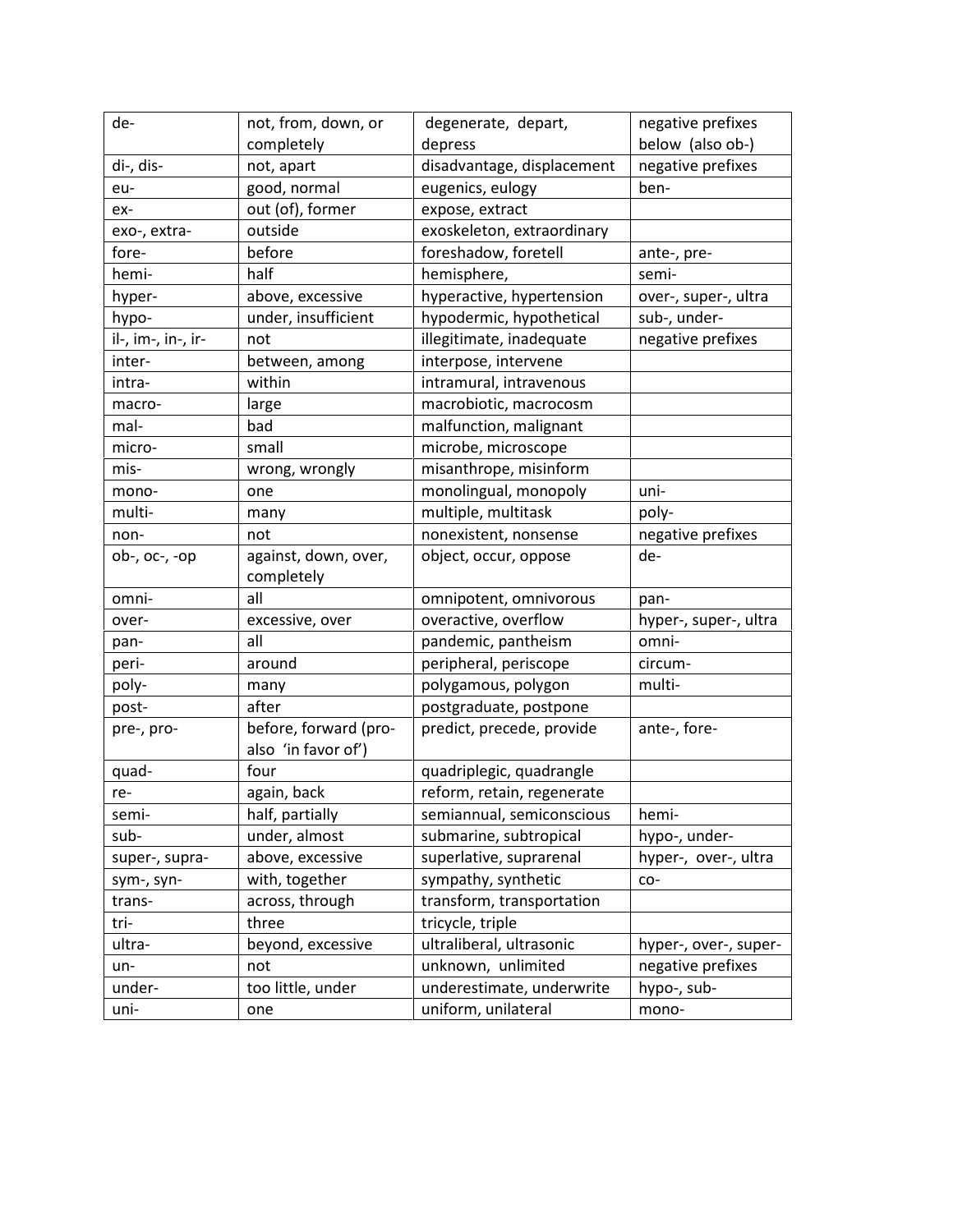| de- | not, from, down, or completely | degenerate, depart, depress | negative prefixes below (also ob-) |
|---|---|---|---|
| di-, dis- | not, apart | disadvantage, displacement | negative prefixes |
| eu- | good, normal | eugenics, eulogy | ben- |
| ex- | out (of), former | expose, extract | |
| exo-, extra- | outside | exoskeleton, extraordinary | |
| fore- | before | foreshadow, foretell | ante-, pre- |
| hemi- | half | hemisphere, | semi- |
| hyper- | above, excessive | hyperactive, hypertension | over-, super-, ultra |
| hypo- | under, insufficient | hypodermic, hypothetical | sub-, under- |
| il-, im-, in-, ir- | not | illegitimate, inadequate | negative prefixes |
| inter- | between, among | interpose, intervene | |
| intra- | within | intramural, intravenous | |
| macro- | large | macrobiotic, macrocosm | |
| mal- | bad | malfunction, malignant | |
| micro- | small | microbe, microscope | |
| mis- | wrong, wrongly | misanthrope, misinform | |
| mono- | one | monolingual, monopoly | uni- |
| multi- | many | multiple, multitask | poly- |
| non- | not | nonexistent, nonsense | negative prefixes |
| ob-, oc-, -op | against, down, over, completely | object, occur, oppose | de- |
| omni- | all | omnipotent, omnivorous | pan- |
| over- | excessive, over | overactive, overflow | hyper-, super-, ultra |
| pan- | all | pandemic, pantheism | omni- |
| peri- | around | peripheral, periscope | circum- |
| poly- | many | polygamous, polygon | multi- |
| post- | after | postgraduate, postpone | |
| pre-, pro- | before, forward (pro- also 'in favor of') | predict, precede, provide | ante-, fore- |
| quad- | four | quadriplegic, quadrangle | |
| re- | again, back | reform, retain, regenerate | |
| semi- | half, partially | semiannual, semiconscious | hemi- |
| sub- | under, almost | submarine, subtropical | hypo-, under- |
| super-, supra- | above, excessive | superlative, suprarenal | hyper-, over-, ultra |
| sym-, syn- | with, together | sympathy, synthetic | co- |
| trans- | across, through | transform, transportation | |
| tri- | three | tricycle, triple | |
| ultra- | beyond, excessive | ultraliberal, ultrasonic | hyper-, over-, super- |
| un- | not | unknown, unlimited | negative prefixes |
| under- | too little, under | underestimate, underwrite | hypo-, sub- |
| uni- | one | uniform, unilateral | mono- |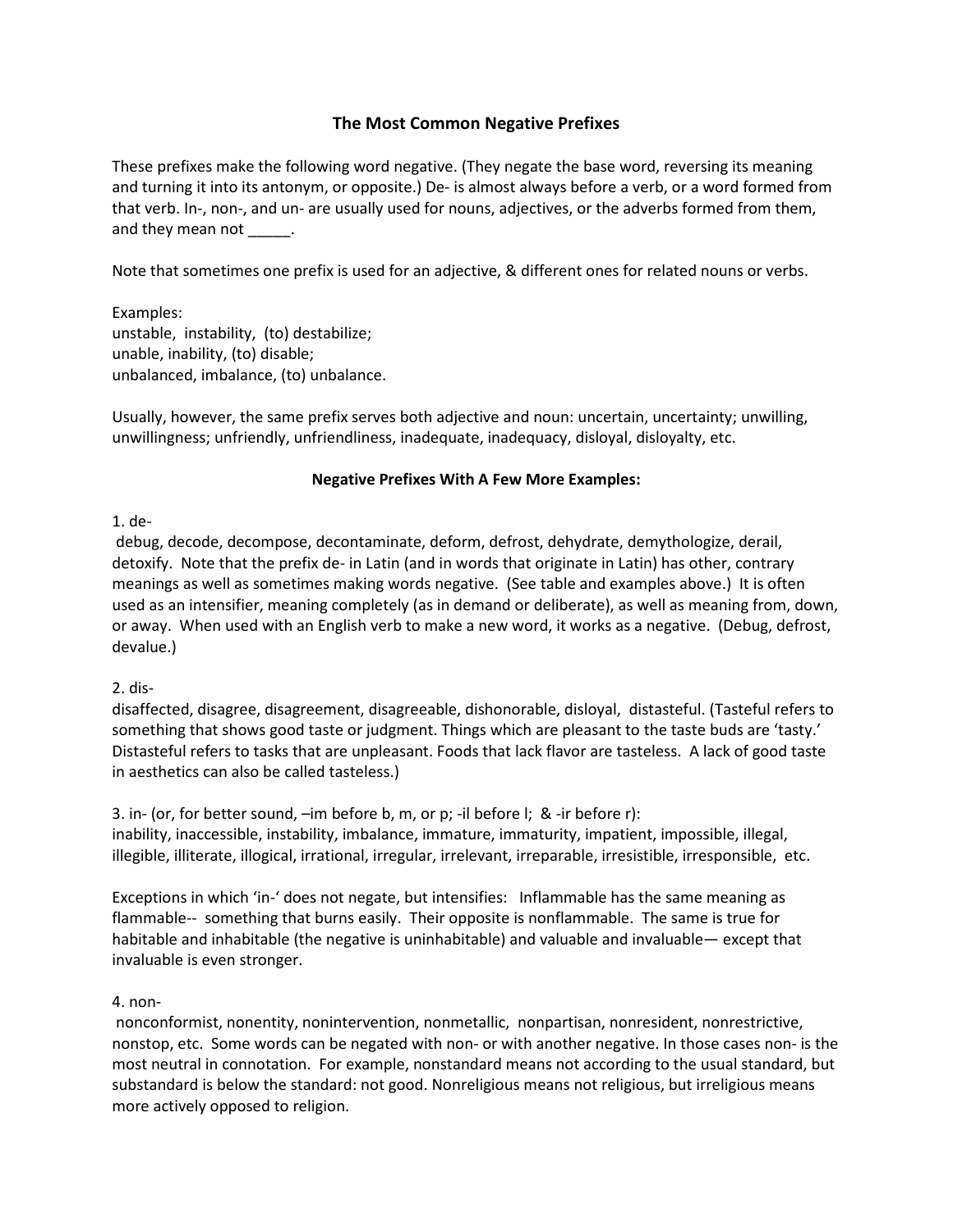# The Most Common Negative Prefixes

These prefixes make the following word negative. (They negate the base word, reversing its meaning and turning it into its antonym, or opposite.) De- is almost always before a verb, or a word formed from that verb. In-, non-, and un- are usually used for nouns, adjectives, or the adverbs formed from them, and they mean not _____.

Note that sometimes one prefix is used for an adjective, & different ones for related nouns or verbs.

Examples:
unstable, instability, (to) destabilize;
unable, inability, (to) disable;
unbalanced, imbalance, (to) unbalance.

Usually, however, the same prefix serves both adjective and noun: uncertain, uncertainty; unwilling, unwillingness; unfriendly, unfriendliness, inadequate, inadequacy, disloyal, disloyalty, etc.

## Negative Prefixes With A Few More Examples:

1. de-

debug, decode, decompose, decontaminate, deform, defrost, dehydrate, demythologize, derail, detoxify. Note that the prefix de- in Latin (and in words that originate in Latin) has other, contrary meanings as well as sometimes making words negative. (See table and examples above.) It is often used as an intensifier, meaning completely (as in demand or deliberate), as well as meaning from, down, or away. When used with an English verb to make a new word, it works as a negative. (Debug, defrost, devalue.)

2. dis-

disaffected, disagree, disagreement, disagreeable, dishonorable, disloyal, distasteful. (Tasteful refers to something that shows good taste or judgment. Things which are pleasant to the taste buds are 'tasty.' Distasteful refers to tasks that are unpleasant. Foods that lack flavor are tasteless. A lack of good taste in aesthetics can also be called tasteless.)

3. in- (or, for better sound, –im before b, m, or p; -il before l; & -ir before r):

inability, inaccessible, instability, imbalance, immature, immaturity, impatient, impossible, illegal, illegible, illiterate, illogical, irrational, irregular, irrelevant, irreparable, irresistible, irresponsible, etc.

Exceptions in which 'in-' does not negate, but intensifies: Inflammable has the same meaning as flammable-- something that burns easily. Their opposite is nonflammable. The same is true for habitable and inhabitable (the negative is uninhabitable) and valuable and invaluable— except that invaluable is even stronger.

4. non-

nonconformist, nonentity, nonintervention, nonmetallic, nonpartisan, nonresident, nonrestrictive, nonstop, etc. Some words can be negated with non- or with another negative. In those cases non- is the most neutral in connotation. For example, nonstandard means not according to the usual standard, but substandard is below the standard: not good. Nonreligious means not religious, but irreligious means more actively opposed to religion.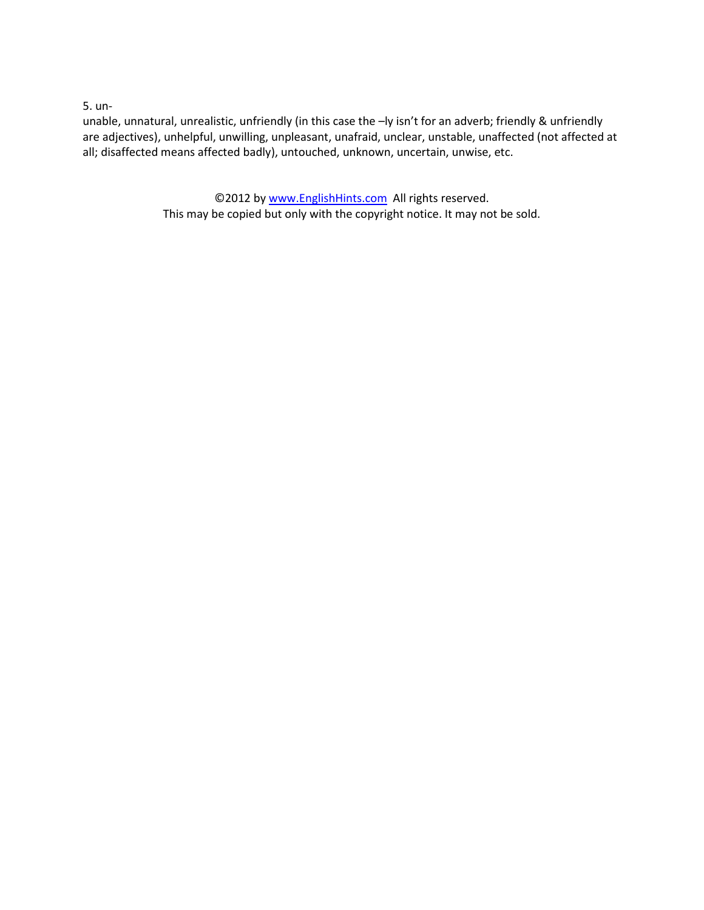5. un-

unable, unnatural, unrealistic, unfriendly (in this case the –ly isn't for an adverb; friendly & unfriendly are adjectives), unhelpful, unwilling, unpleasant, unafraid, unclear, unstable, unaffected (not affected at all; disaffected means affected badly), untouched, unknown, uncertain, unwise, etc.

©2012 by www.EnglishHints.com All rights reserved.
This may be copied but only with the copyright notice. It may not be sold.